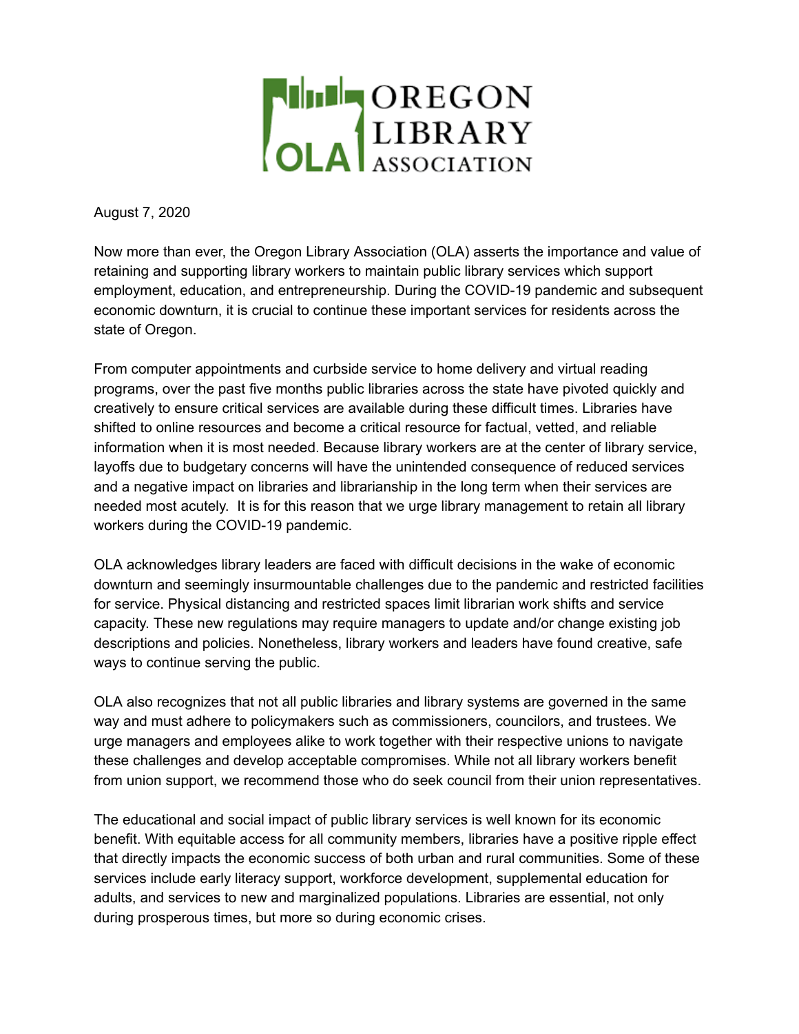OREGON LIBRARY ASSOCIATION

August 7, 2020

Now more than ever, the Oregon Library Association (OLA) asserts the importance and value of retaining and supporting library workers to maintain public library services which support employment, education, and entrepreneurship. During the COVID-19 pandemic and subsequent economic downturn, it is crucial to continue these important services for residents across the state of Oregon.

From computer appointments and curbside service to home delivery and virtual reading programs, over the past five months public libraries across the state have pivoted quickly and creatively to ensure critical services are available during these difficult times. Libraries have shifted to online resources and become a critical resource for factual, vetted, and reliable information when it is most needed. Because library workers are at the center of library service, layoffs due to budgetary concerns will have the unintended consequence of reduced services and a negative impact on libraries and librarianship in the long term when their services are needed most acutely. It is for this reason that we urge library management to retain all library workers during the COVID-19 pandemic.

OLA acknowledges library leaders are faced with difficult decisions in the wake of economic downturn and seemingly insurmountable challenges due to the pandemic and restricted facilities for service. Physical distancing and restricted spaces limit librarian work shifts and service capacity. These new regulations may require managers to update and/or change existing job descriptions and policies. Nonetheless, library workers and leaders have found creative, safe ways to continue serving the public.

OLA also recognizes that not all public libraries and library systems are governed in the same way and must adhere to policymakers such as commissioners, councilors, and trustees. We urge managers and employees alike to work together with their respective unions to navigate these challenges and develop acceptable compromises. While not all library workers benefit from union support, we recommend those who do seek council from their union representatives.

The educational and social impact of public library services is well known for its economic benefit. With equitable access for all community members, libraries have a positive ripple effect that directly impacts the economic success of both urban and rural communities. Some of these services include early literacy support, workforce development, supplemental education for adults, and services to new and marginalized populations. Libraries are essential, not only during prosperous times, but more so during economic crises.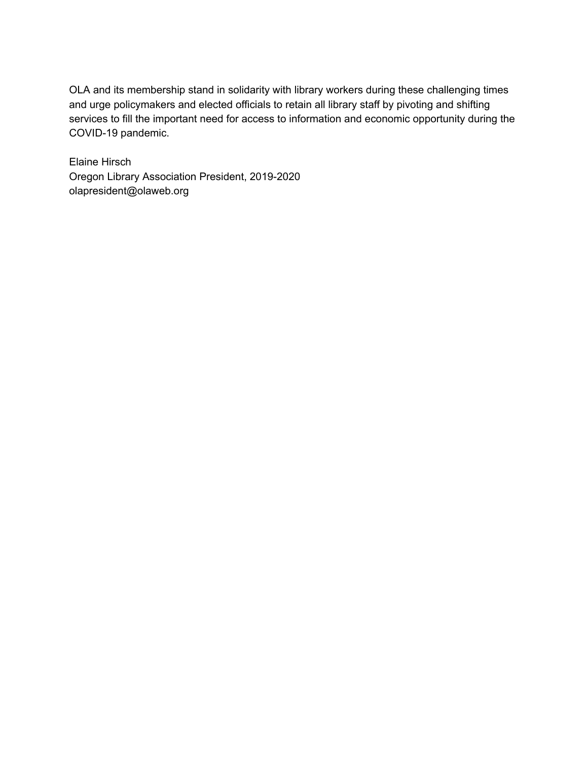OLA and its membership stand in solidarity with library workers during these challenging times and urge policymakers and elected officials to retain all library staff by pivoting and shifting services to fill the important need for access to information and economic opportunity during the COVID-19 pandemic.

Elaine Hirsch  
Oregon Library Association President, 2019-2020  
olapresident@olaweb.org